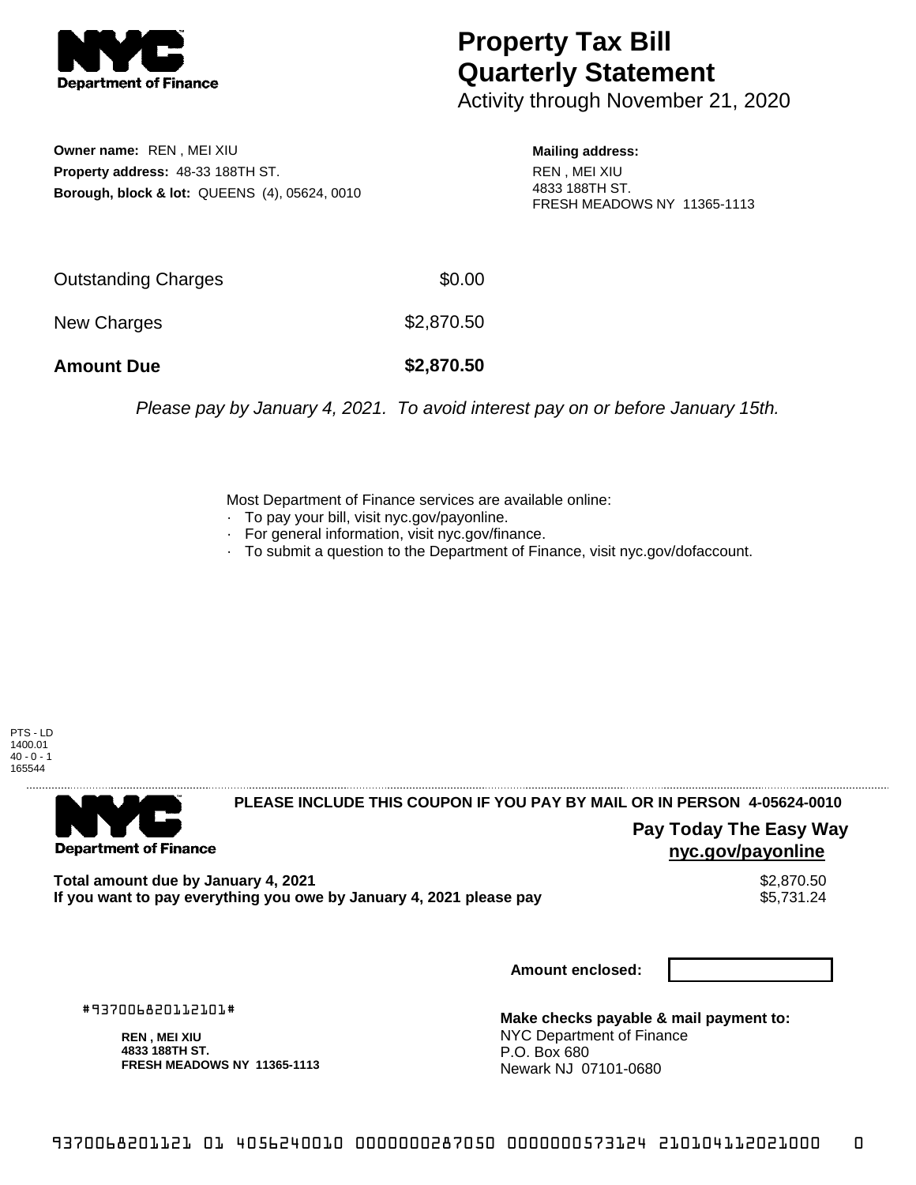**Department of Finance**

# Property Tax Bill Quarterly Statement

Activity through November 21, 2020

**Owner name:** REN , MEI XIU
**Property address:** 48-33 188TH ST.
**Borough, block & lot:** QUEENS (4), 05624, 0010

**Mailing address:**
REN , MEI XIU
4833 188TH ST.
FRESH MEADOWS NY 11365-1113

| | |
|---|---|
| Outstanding Charges | $0.00 |
| New Charges | $2,870.50 |
| **Amount Due** | **$2,870.50** |

*Please pay by January 4, 2021. To avoid interest pay on or before January 15th.*

Most Department of Finance services are available online:
- To pay your bill, visit nyc.gov/payonline.
- For general information, visit nyc.gov/finance.
- To submit a question to the Department of Finance, visit nyc.gov/dofaccount.

PTS - LD
1400.01
40 - 0 - 1
165544

---

**Department of Finance**

**PLEASE INCLUDE THIS COUPON IF YOU PAY BY MAIL OR IN PERSON 4-05624-0010**

**Pay Today The Easy Way**
**nyc.gov/payonline**

| | |
|---|---|
| **Total amount due by January 4, 2021** | $2,870.50 |
| **If you want to pay everything you owe by January 4, 2021 please pay** | $5,731.24 |

**Amount enclosed:**

#937006820112101#

**REN , MEI XIU**
**4833 188TH ST.**
**FRESH MEADOWS NY 11365-1113**

**Make checks payable & mail payment to:**
NYC Department of Finance
P.O. Box 680
Newark NJ 07101-0680

9370068201121 01 4056240010 0000000287050 0000000573124 210104112021000 0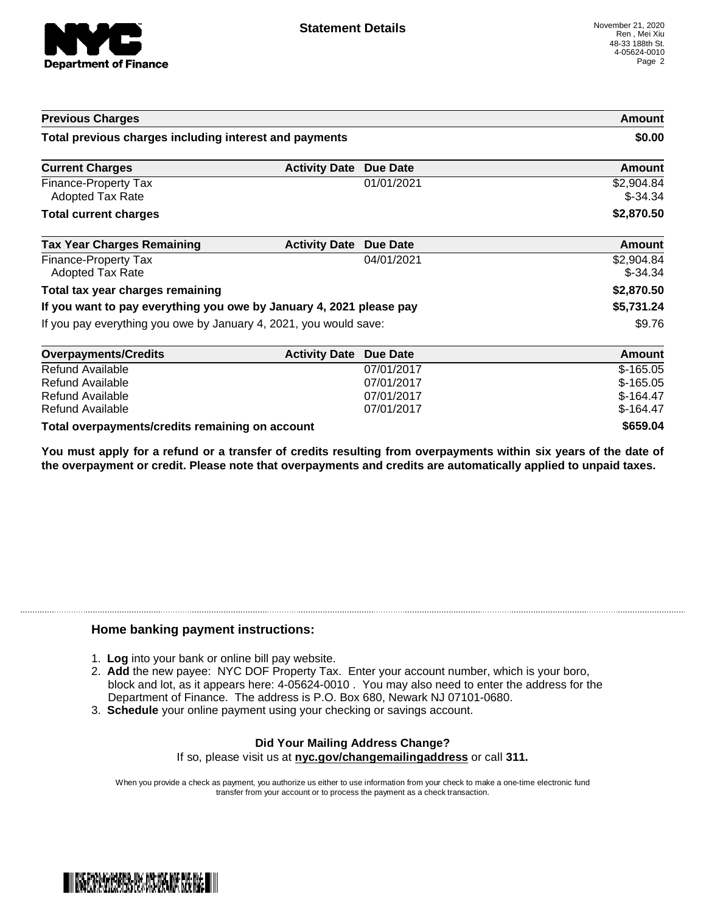NYC Department of Finance

# Statement Details

November 21, 2020
Ren , Mei Xiu
48-33 188th St.
4-05624-0010

| Previous Charges | | | Amount |
|---|---|---|---|
| **Total previous charges including interest and payments** | | | **$0.00** |

| Current Charges | Activity Date | Due Date | Amount |
|---|---|---|---|
| Finance-Property Tax | | 01/01/2021 | $2,904.84 |
| Adopted Tax Rate | | | $-34.34 |
| **Total current charges** | | | **$2,870.50** |

| Tax Year Charges Remaining | Activity Date | Due Date | Amount |
|---|---|---|---|
| Finance-Property Tax | | 04/01/2021 | $2,904.84 |
| Adopted Tax Rate | | | $-34.34 |
| **Total tax year charges remaining** | | | **$2,870.50** |
| **If you want to pay everything you owe by January 4, 2021 please pay** | | | **$5,731.24** |
| If you pay everything you owe by January 4, 2021, you would save: | | | $9.76 |

| Overpayments/Credits | Activity Date | Due Date | Amount |
|---|---|---|---|
| Refund Available | | 07/01/2017 | $-165.05 |
| Refund Available | | 07/01/2017 | $-165.05 |
| Refund Available | | 07/01/2017 | $-164.47 |
| Refund Available | | 07/01/2017 | $-164.47 |
| **Total overpayments/credits remaining on account** | | | **$659.04** |

**You must apply for a refund or a transfer of credits resulting from overpayments within six years of the date of the overpayment or credit. Please note that overpayments and credits are automatically applied to unpaid taxes.**

### Home banking payment instructions:

1. **Log** into your bank or online bill pay website.
2. **Add** the new payee: NYC DOF Property Tax. Enter your account number, which is your boro, block and lot, as it appears here: 4-05624-0010 . You may also need to enter the address for the Department of Finance. The address is P.O. Box 680, Newark NJ 07101-0680.
3. **Schedule** your online payment using your checking or savings account.

**Did Your Mailing Address Change?**

If so, please visit us at **nyc.gov/changemailingaddress** or call **311.**

When you provide a check as payment, you authorize us either to use information from your check to make a one-time electronic fund transfer from your account or to process the payment as a check transaction.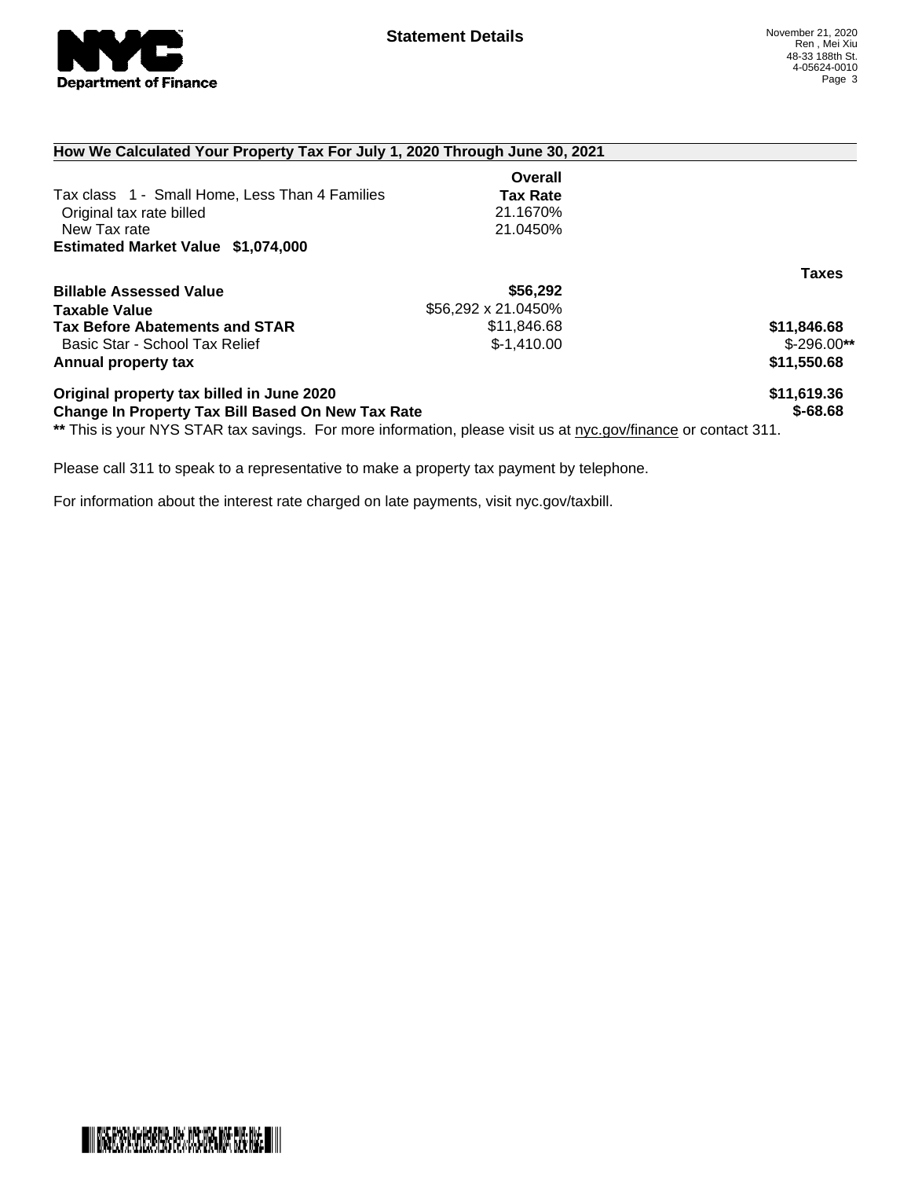## Statement Details

November 21, 2020
Ren , Mei Xiu
48-33 188th St.
4-05624-0010

### How We Calculated Your Property Tax For July 1, 2020 Through June 30, 2021

| | Overall Tax Rate | |
|---|---|---|
| Tax class 1 - Small Home, Less Than 4 Families | | |
| Original tax rate billed | 21.1670% | |
| New Tax rate | 21.0450% | |
| **Estimated Market Value $1,074,000** | | |
| | | **Taxes** |
| **Billable Assessed Value** | **$56,292** | |
| **Taxable Value** | $56,292 x 21.0450% | |
| **Tax Before Abatements and STAR** | $11,846.68 | **$11,846.68** |
| Basic Star - School Tax Relief | $-1,410.00 | $-296.00** |
| **Annual property tax** | | **$11,550.68** |
| **Original property tax billed in June 2020** | | **$11,619.36** |
| **Change In Property Tax Bill Based On New Tax Rate** | | **$-68.68** |

** This is your NYS STAR tax savings. For more information, please visit us at nyc.gov/finance or contact 311.

Please call 311 to speak to a representative to make a property tax payment by telephone.

For information about the interest rate charged on late payments, visit nyc.gov/taxbill.